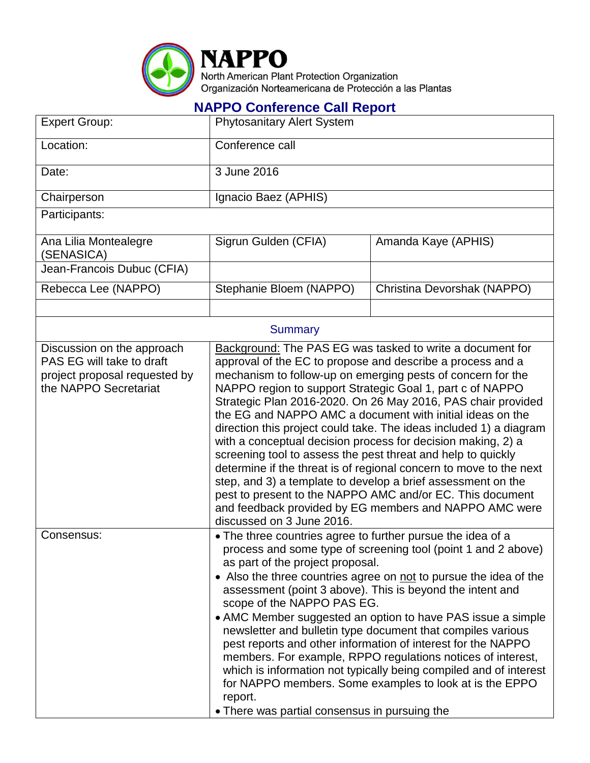**NAPPO**
North American Plant Protection Organization
Organización Norteamericana de Protección a las Plantas

## NAPPO Conference Call Report

| Expert Group: | Phytosanitary Alert System | |
|---|---|---|
| Location: | Conference call | |
| Date: | 3 June 2016 | |
| Chairperson | Ignacio Baez (APHIS) | |
| Participants: | | |
| Ana Lilia Montealegre (SENASICA) | Sigrun Gulden (CFIA) | Amanda Kaye (APHIS) |
| Jean-Francois Dubuc (CFIA) | | |
| Rebecca Lee (NAPPO) | Stephanie Bloem (NAPPO) | Christina Devorshak (NAPPO) |
| | | |

| Summary | |
|---|---|
| Discussion on the approach PAS EG will take to draft project proposal requested by the NAPPO Secretariat | Background: The PAS EG was tasked to write a document for approval of the EC to propose and describe a process and a mechanism to follow-up on emerging pests of concern for the NAPPO region to support Strategic Goal 1, part c of NAPPO Strategic Plan 2016-2020. On 26 May 2016, PAS chair provided the EG and NAPPO AMC a document with initial ideas on the direction this project could take. The ideas included 1) a diagram with a conceptual decision process for decision making, 2) a screening tool to assess the pest threat and help to quickly determine if the threat is of regional concern to move to the next step, and 3) a template to develop a brief assessment on the pest to present to the NAPPO AMC and/or EC. This document and feedback provided by EG members and NAPPO AMC were discussed on 3 June 2016. |
| Consensus: | • The three countries agree to further pursue the idea of a process and some type of screening tool (point 1 and 2 above) as part of the project proposal.<br>• Also the three countries agree on not to pursue the idea of the assessment (point 3 above). This is beyond the intent and scope of the NAPPO PAS EG.<br>• AMC Member suggested an option to have PAS issue a simple newsletter and bulletin type document that compiles various pest reports and other information of interest for the NAPPO members. For example, RPPO regulations notices of interest, which is information not typically being compiled and of interest for NAPPO members. Some examples to look at is the EPPO report.<br>• There was partial consensus in pursuing the |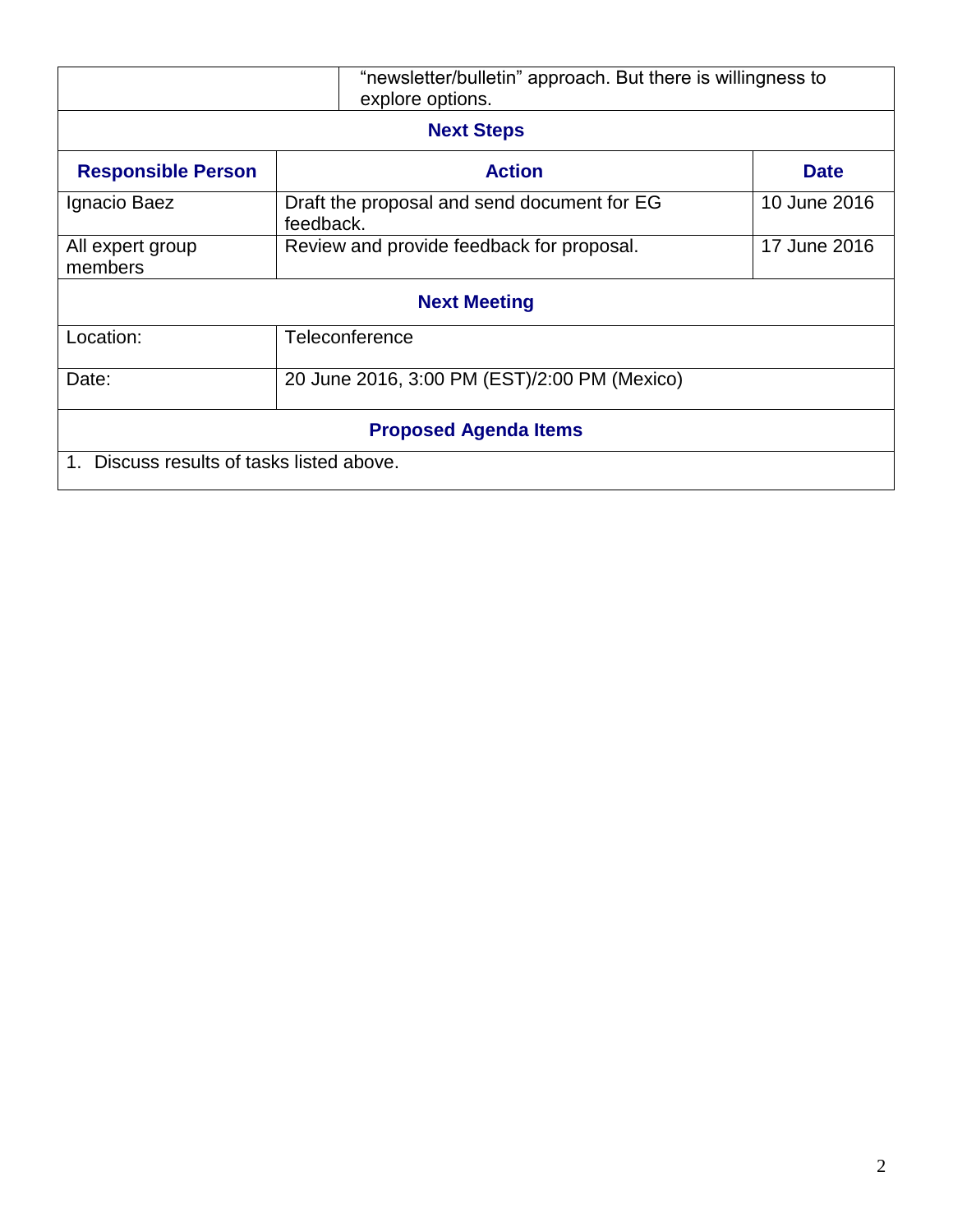| | |
|---|---|
| | "newsletter/bulletin" approach. But there is willingness to explore options. |

**Next Steps**

| Responsible Person | Action | Date |
|---|---|---|
| Ignacio Baez | Draft the proposal and send document for EG feedback. | 10 June 2016 |
| All expert group members | Review and provide feedback for proposal. | 17 June 2016 |

**Next Meeting**

| | |
|---|---|
| Location: | Teleconference |
| Date: | 20 June 2016, 3:00 PM (EST)/2:00 PM (Mexico) |

**Proposed Agenda Items**

1. Discuss results of tasks listed above.